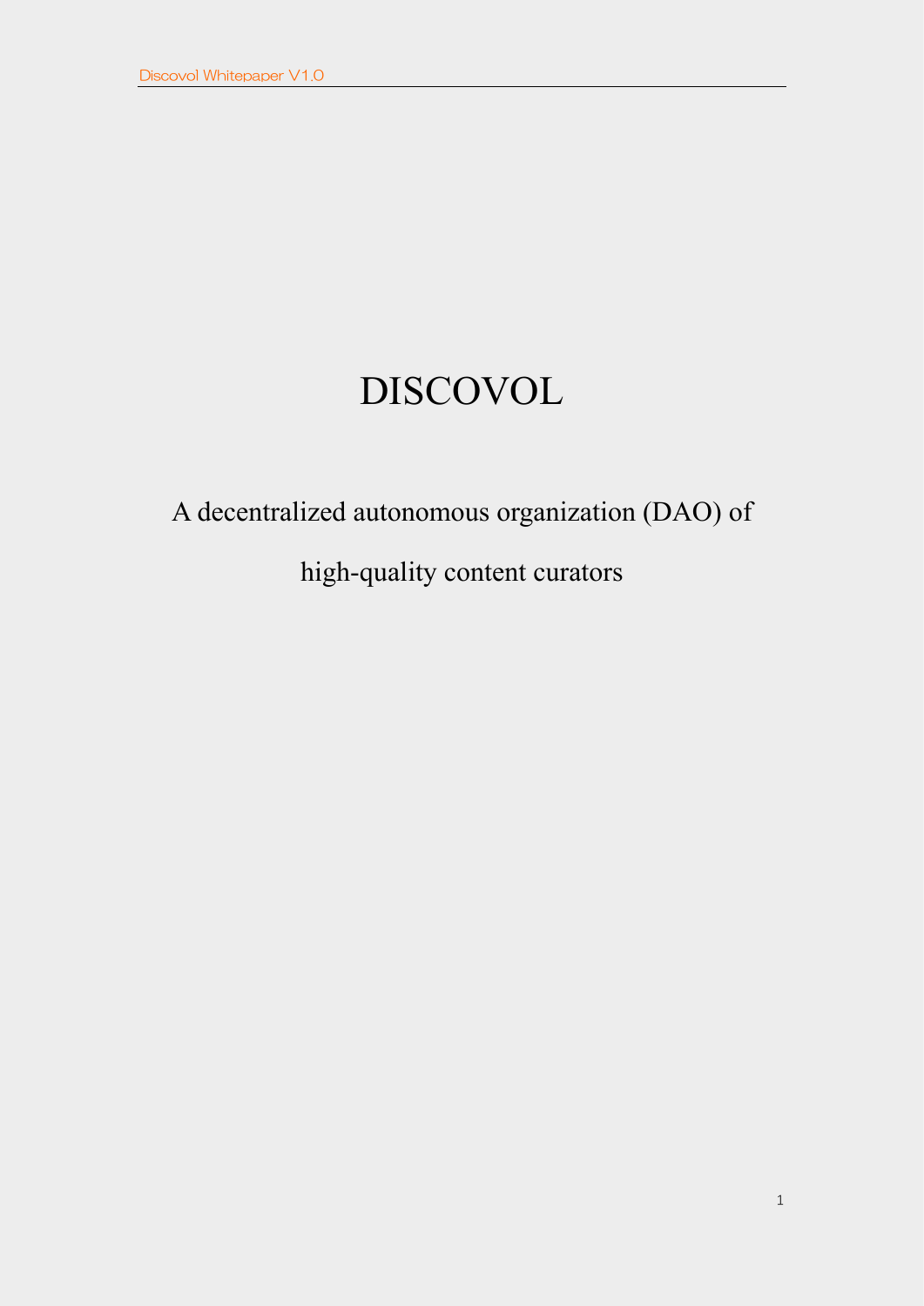# DISCOVOL

A decentralized autonomous organization (DAO) of

high-quality content curators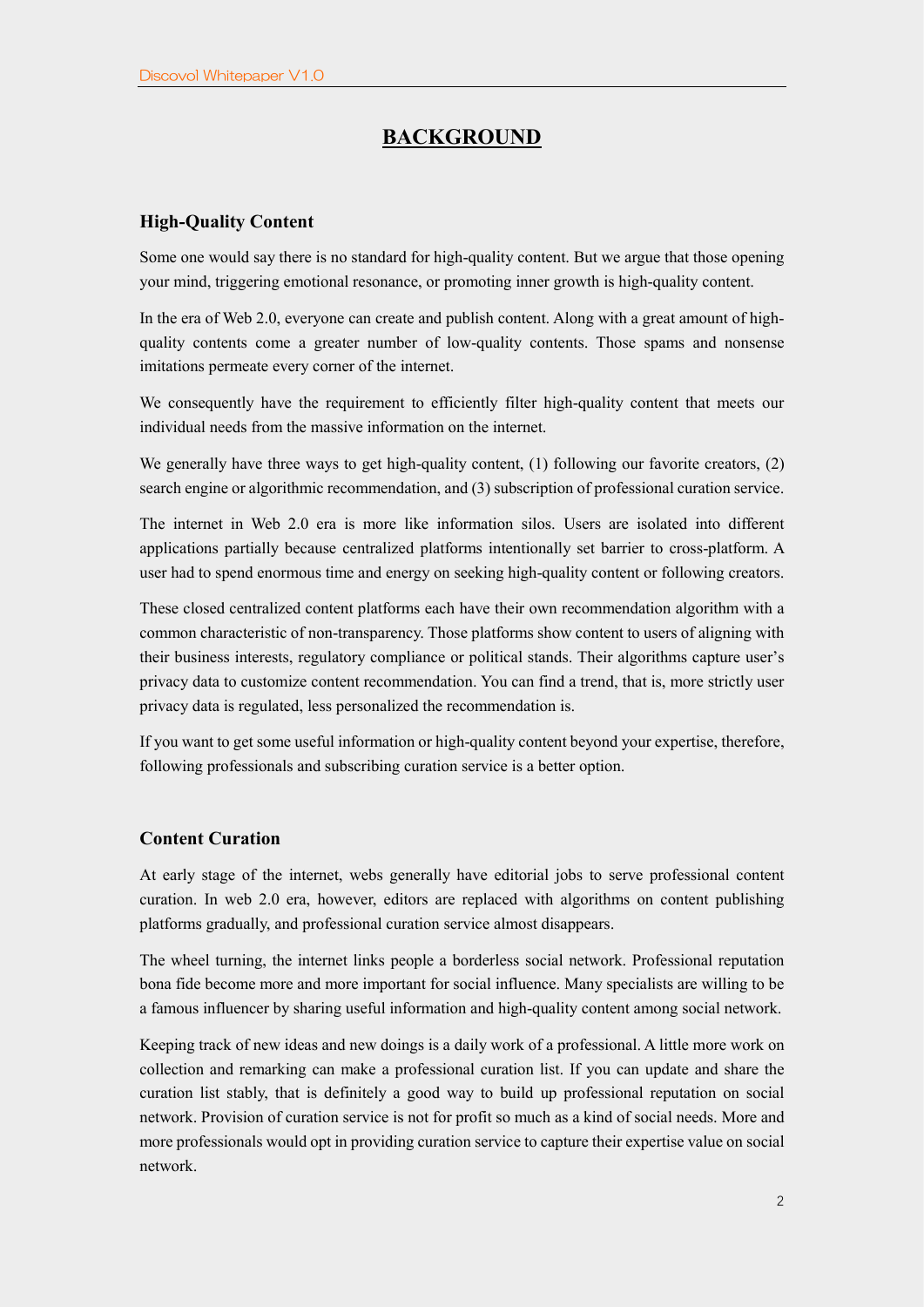# BACKGROUND

## High-Quality Content

Some one would say there is no standard for high-quality content. But we argue that those opening your mind, triggering emotional resonance, or promoting inner growth is high-quality content.

In the era of Web 2.0, everyone can create and publish content. Along with a great amount of high-quality contents come a greater number of low-quality contents. Those spams and nonsense imitations permeate every corner of the internet.

We consequently have the requirement to efficiently filter high-quality content that meets our individual needs from the massive information on the internet.

We generally have three ways to get high-quality content, (1) following our favorite creators, (2) search engine or algorithmic recommendation, and (3) subscription of professional curation service.

The internet in Web 2.0 era is more like information silos. Users are isolated into different applications partially because centralized platforms intentionally set barrier to cross-platform. A user had to spend enormous time and energy on seeking high-quality content or following creators.

These closed centralized content platforms each have their own recommendation algorithm with a common characteristic of non-transparency. Those platforms show content to users of aligning with their business interests, regulatory compliance or political stands. Their algorithms capture user's privacy data to customize content recommendation. You can find a trend, that is, more strictly user privacy data is regulated, less personalized the recommendation is.

If you want to get some useful information or high-quality content beyond your expertise, therefore, following professionals and subscribing curation service is a better option.

## Content Curation

At early stage of the internet, webs generally have editorial jobs to serve professional content curation. In web 2.0 era, however, editors are replaced with algorithms on content publishing platforms gradually, and professional curation service almost disappears.

The wheel turning, the internet links people a borderless social network. Professional reputation bona fide become more and more important for social influence. Many specialists are willing to be a famous influencer by sharing useful information and high-quality content among social network.

Keeping track of new ideas and new doings is a daily work of a professional. A little more work on collection and remarking can make a professional curation list. If you can update and share the curation list stably, that is definitely a good way to build up professional reputation on social network. Provision of curation service is not for profit so much as a kind of social needs. More and more professionals would opt in providing curation service to capture their expertise value on social network.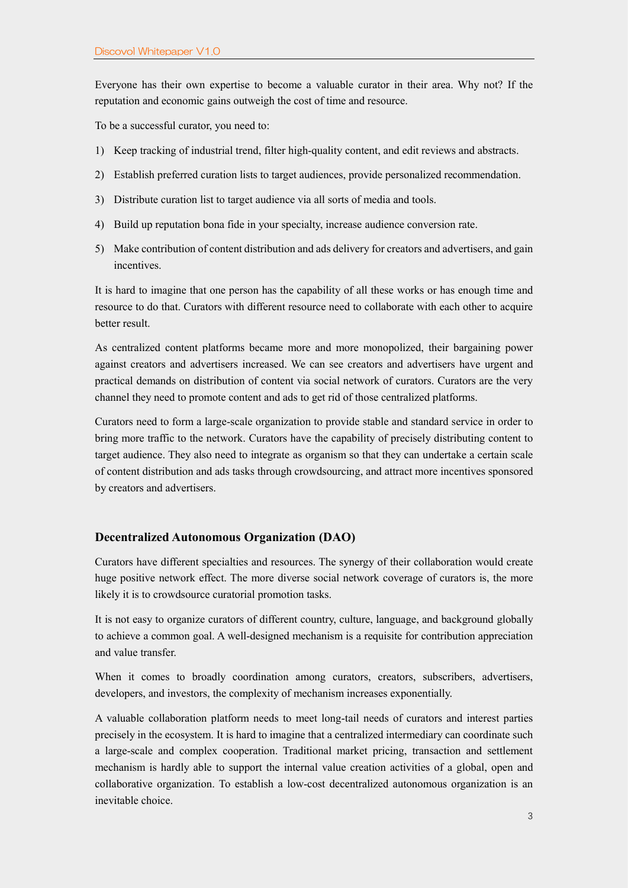Everyone has their own expertise to become a valuable curator in their area. Why not? If the reputation and economic gains outweigh the cost of time and resource.

To be a successful curator, you need to:

1) Keep tracking of industrial trend, filter high-quality content, and edit reviews and abstracts.
2) Establish preferred curation lists to target audiences, provide personalized recommendation.
3) Distribute curation list to target audience via all sorts of media and tools.
4) Build up reputation bona fide in your specialty, increase audience conversion rate.
5) Make contribution of content distribution and ads delivery for creators and advertisers, and gain incentives.

It is hard to imagine that one person has the capability of all these works or has enough time and resource to do that. Curators with different resource need to collaborate with each other to acquire better result.

As centralized content platforms became more and more monopolized, their bargaining power against creators and advertisers increased. We can see creators and advertisers have urgent and practical demands on distribution of content via social network of curators. Curators are the very channel they need to promote content and ads to get rid of those centralized platforms.

Curators need to form a large-scale organization to provide stable and standard service in order to bring more traffic to the network. Curators have the capability of precisely distributing content to target audience. They also need to integrate as organism so that they can undertake a certain scale of content distribution and ads tasks through crowdsourcing, and attract more incentives sponsored by creators and advertisers.

## Decentralized Autonomous Organization (DAO)

Curators have different specialties and resources. The synergy of their collaboration would create huge positive network effect. The more diverse social network coverage of curators is, the more likely it is to crowdsource curatorial promotion tasks.

It is not easy to organize curators of different country, culture, language, and background globally to achieve a common goal. A well-designed mechanism is a requisite for contribution appreciation and value transfer.

When it comes to broadly coordination among curators, creators, subscribers, advertisers, developers, and investors, the complexity of mechanism increases exponentially.

A valuable collaboration platform needs to meet long-tail needs of curators and interest parties precisely in the ecosystem. It is hard to imagine that a centralized intermediary can coordinate such a large-scale and complex cooperation. Traditional market pricing, transaction and settlement mechanism is hardly able to support the internal value creation activities of a global, open and collaborative organization. To establish a low-cost decentralized autonomous organization is an inevitable choice.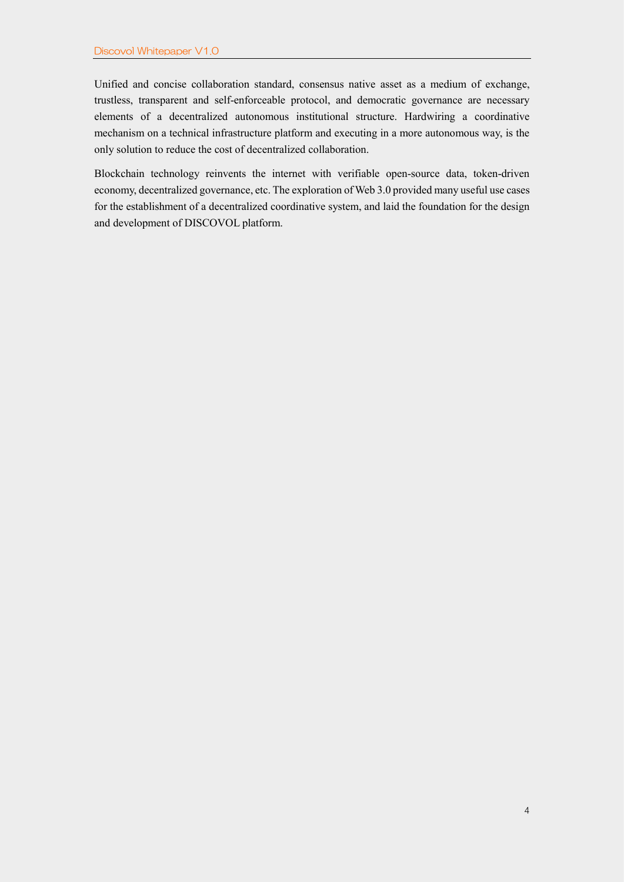Unified and concise collaboration standard, consensus native asset as a medium of exchange, trustless, transparent and self-enforceable protocol, and democratic governance are necessary elements of a decentralized autonomous institutional structure. Hardwiring a coordinative mechanism on a technical infrastructure platform and executing in a more autonomous way, is the only solution to reduce the cost of decentralized collaboration.

Blockchain technology reinvents the internet with verifiable open-source data, token-driven economy, decentralized governance, etc. The exploration of Web 3.0 provided many useful use cases for the establishment of a decentralized coordinative system, and laid the foundation for the design and development of DISCOVOL platform.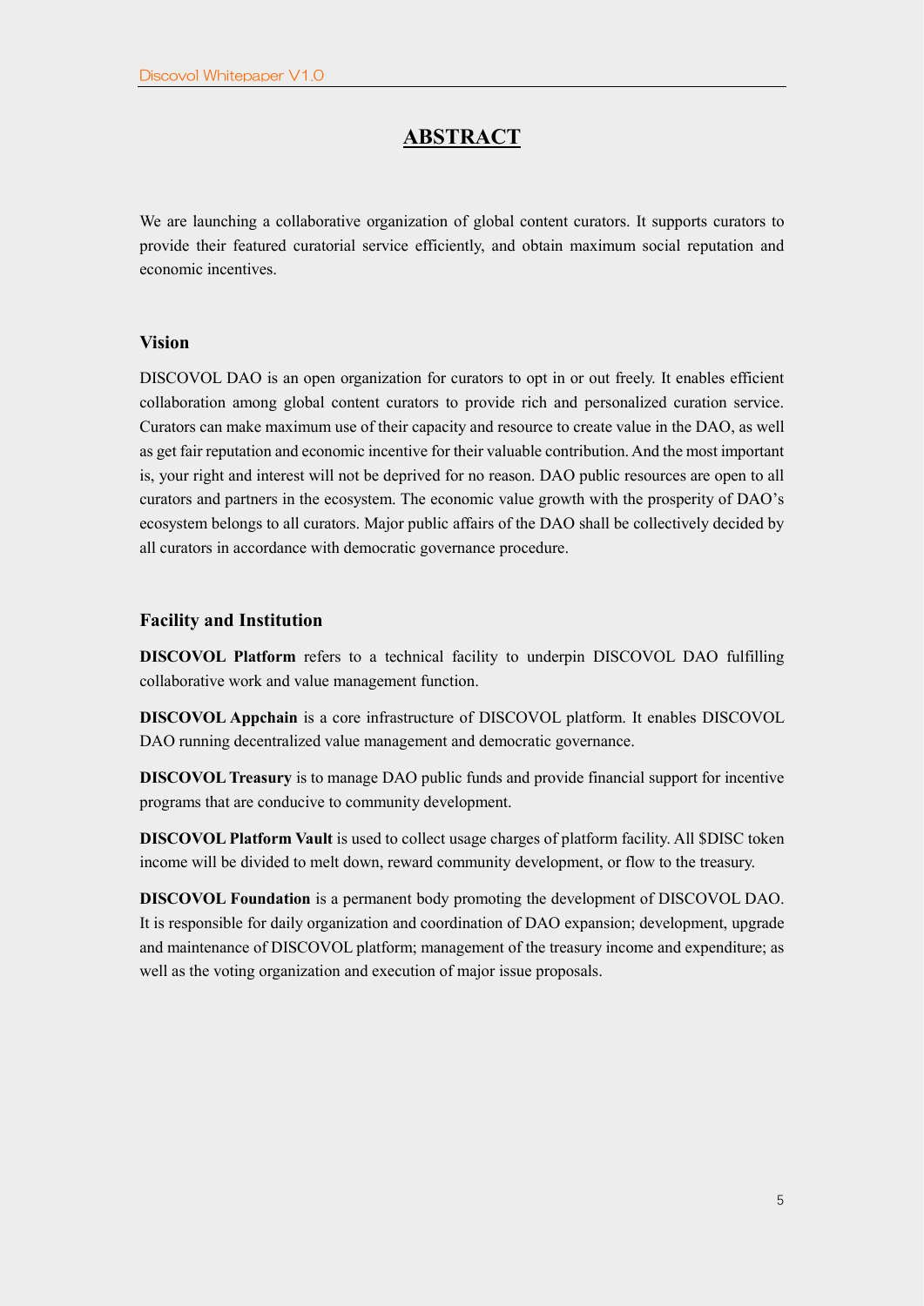# ABSTRACT

We are launching a collaborative organization of global content curators. It supports curators to provide their featured curatorial service efficiently, and obtain maximum social reputation and economic incentives.

## Vision

DISCOVOL DAO is an open organization for curators to opt in or out freely. It enables efficient collaboration among global content curators to provide rich and personalized curation service. Curators can make maximum use of their capacity and resource to create value in the DAO, as well as get fair reputation and economic incentive for their valuable contribution. And the most important is, your right and interest will not be deprived for no reason. DAO public resources are open to all curators and partners in the ecosystem. The economic value growth with the prosperity of DAO's ecosystem belongs to all curators. Major public affairs of the DAO shall be collectively decided by all curators in accordance with democratic governance procedure.

## Facility and Institution

**DISCOVOL Platform** refers to a technical facility to underpin DISCOVOL DAO fulfilling collaborative work and value management function.

**DISCOVOL Appchain** is a core infrastructure of DISCOVOL platform. It enables DISCOVOL DAO running decentralized value management and democratic governance.

**DISCOVOL Treasury** is to manage DAO public funds and provide financial support for incentive programs that are conducive to community development.

**DISCOVOL Platform Vault** is used to collect usage charges of platform facility. All $DISC token income will be divided to melt down, reward community development, or flow to the treasury.

**DISCOVOL Foundation** is a permanent body promoting the development of DISCOVOL DAO. It is responsible for daily organization and coordination of DAO expansion; development, upgrade and maintenance of DISCOVOL platform; management of the treasury income and expenditure; as well as the voting organization and execution of major issue proposals.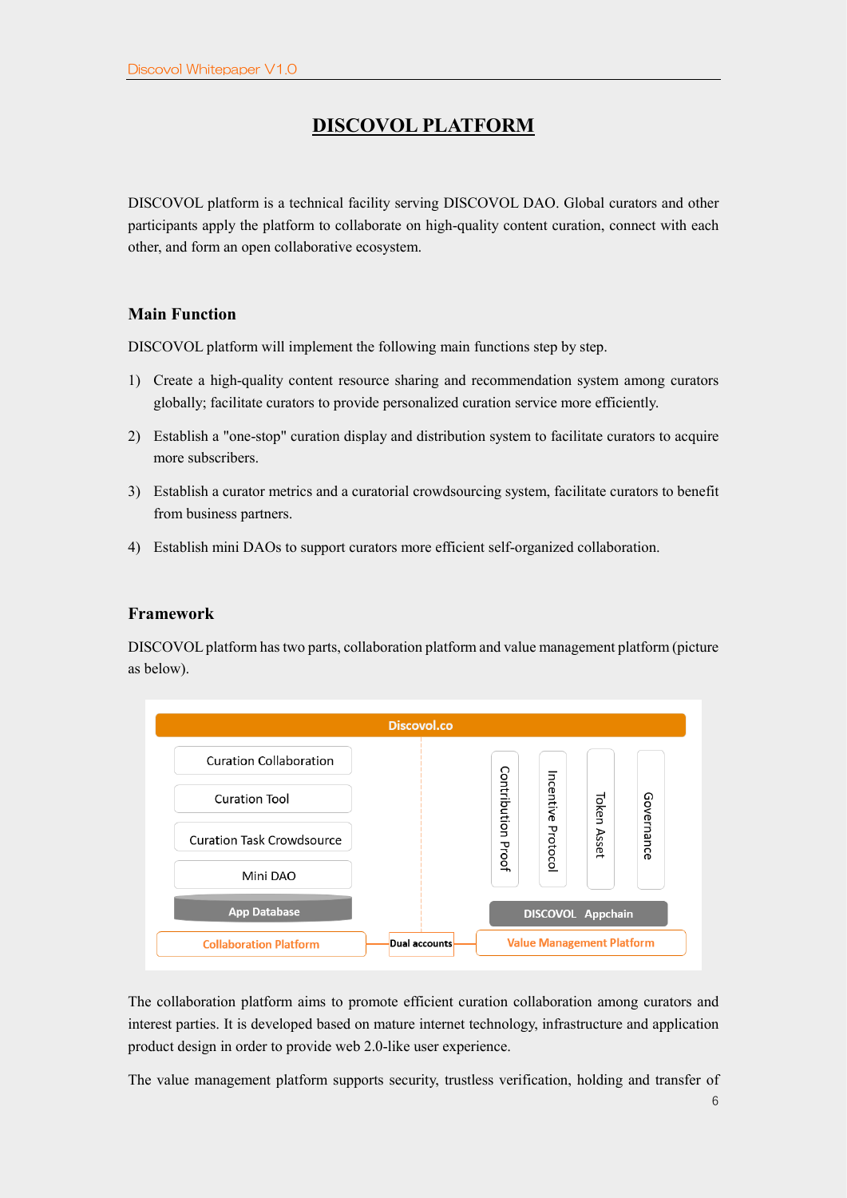# DISCOVOL PLATFORM

DISCOVOL platform is a technical facility serving DISCOVOL DAO. Global curators and other participants apply the platform to collaborate on high-quality content curation, connect with each other, and form an open collaborative ecosystem.

### Main Function

DISCOVOL platform will implement the following main functions step by step.

1) Create a high-quality content resource sharing and recommendation system among curators globally; facilitate curators to provide personalized curation service more efficiently.
2) Establish a "one-stop" curation display and distribution system to facilitate curators to acquire more subscribers.
3) Establish a curator metrics and a curatorial crowdsourcing system, facilitate curators to benefit from business partners.
4) Establish mini DAOs to support curators more efficient self-organized collaboration.

### Framework

DISCOVOL platform has two parts, collaboration platform and value management platform (picture as below).

Discovol.co

Curation Collaboration
Curation Tool
Curation Task Crowdsource
Mini DAO
App Database
Collaboration Platform

Dual accounts

Contribution Proof
Incentive Protocol
Token Asset
Governance
DISCOVOL Appchain
Value Management Platform

The collaboration platform aims to promote efficient curation collaboration among curators and interest parties. It is developed based on mature internet technology, infrastructure and application product design in order to provide web 2.0-like user experience.

The value management platform supports security, trustless verification, holding and transfer of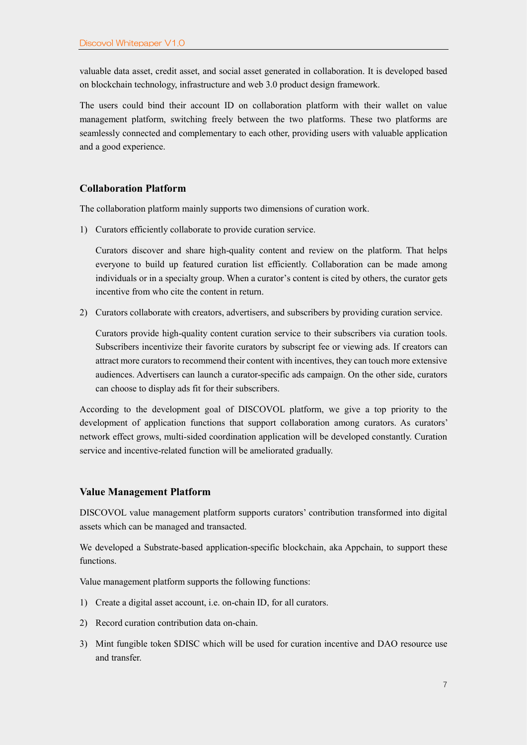valuable data asset, credit asset, and social asset generated in collaboration. It is developed based on blockchain technology, infrastructure and web 3.0 product design framework.

The users could bind their account ID on collaboration platform with their wallet on value management platform, switching freely between the two platforms. These two platforms are seamlessly connected and complementary to each other, providing users with valuable application and a good experience.

### Collaboration Platform

The collaboration platform mainly supports two dimensions of curation work.

1) Curators efficiently collaborate to provide curation service.

   Curators discover and share high-quality content and review on the platform. That helps everyone to build up featured curation list efficiently. Collaboration can be made among individuals or in a specialty group. When a curator's content is cited by others, the curator gets incentive from who cite the content in return.

2) Curators collaborate with creators, advertisers, and subscribers by providing curation service.

   Curators provide high-quality content curation service to their subscribers via curation tools. Subscribers incentivize their favorite curators by subscript fee or viewing ads. If creators can attract more curators to recommend their content with incentives, they can touch more extensive audiences. Advertisers can launch a curator-specific ads campaign. On the other side, curators can choose to display ads fit for their subscribers.

According to the development goal of DISCOVOL platform, we give a top priority to the development of application functions that support collaboration among curators. As curators' network effect grows, multi-sided coordination application will be developed constantly. Curation service and incentive-related function will be ameliorated gradually.

### Value Management Platform

DISCOVOL value management platform supports curators' contribution transformed into digital assets which can be managed and transacted.

We developed a Substrate-based application-specific blockchain, aka Appchain, to support these functions.

Value management platform supports the following functions:

1) Create a digital asset account, i.e. on-chain ID, for all curators.
2) Record curation contribution data on-chain.
3) Mint fungible token $DISC which will be used for curation incentive and DAO resource use and transfer.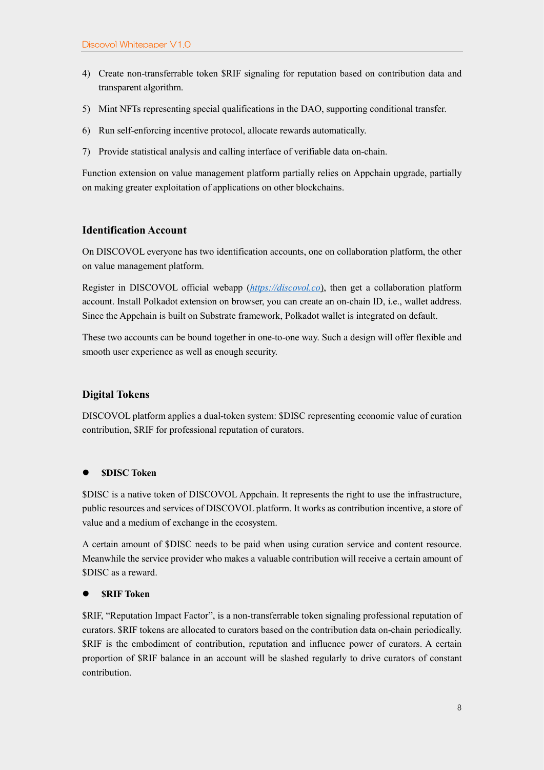4) Create non-transferrable token $RIF signaling for reputation based on contribution data and transparent algorithm.

5) Mint NFTs representing special qualifications in the DAO, supporting conditional transfer.

6) Run self-enforcing incentive protocol, allocate rewards automatically.

7) Provide statistical analysis and calling interface of verifiable data on-chain.

Function extension on value management platform partially relies on Appchain upgrade, partially on making greater exploitation of applications on other blockchains.

### Identification Account

On DISCOVOL everyone has two identification accounts, one on collaboration platform, the other on value management platform.

Register in DISCOVOL official webapp ([*https://discovol.co*](https://discovol.co)), then get a collaboration platform account. Install Polkadot extension on browser, you can create an on-chain ID, i.e., wallet address. Since the Appchain is built on Substrate framework, Polkadot wallet is integrated on default.

These two accounts can be bound together in one-to-one way. Such a design will offer flexible and smooth user experience as well as enough security.

### Digital Tokens

DISCOVOL platform applies a dual-token system: $DISC representing economic value of curation contribution, $RIF for professional reputation of curators.

- **$DISC Token**

$DISC is a native token of DISCOVOL Appchain. It represents the right to use the infrastructure, public resources and services of DISCOVOL platform. It works as contribution incentive, a store of value and a medium of exchange in the ecosystem.

A certain amount of $DISC needs to be paid when using curation service and content resource. Meanwhile the service provider who makes a valuable contribution will receive a certain amount of $DISC as a reward.

- **$RIF Token**

$RIF, "Reputation Impact Factor", is a non-transferrable token signaling professional reputation of curators. $RIF tokens are allocated to curators based on the contribution data on-chain periodically. $RIF is the embodiment of contribution, reputation and influence power of curators. A certain proportion of $RIF balance in an account will be slashed regularly to drive curators of constant contribution.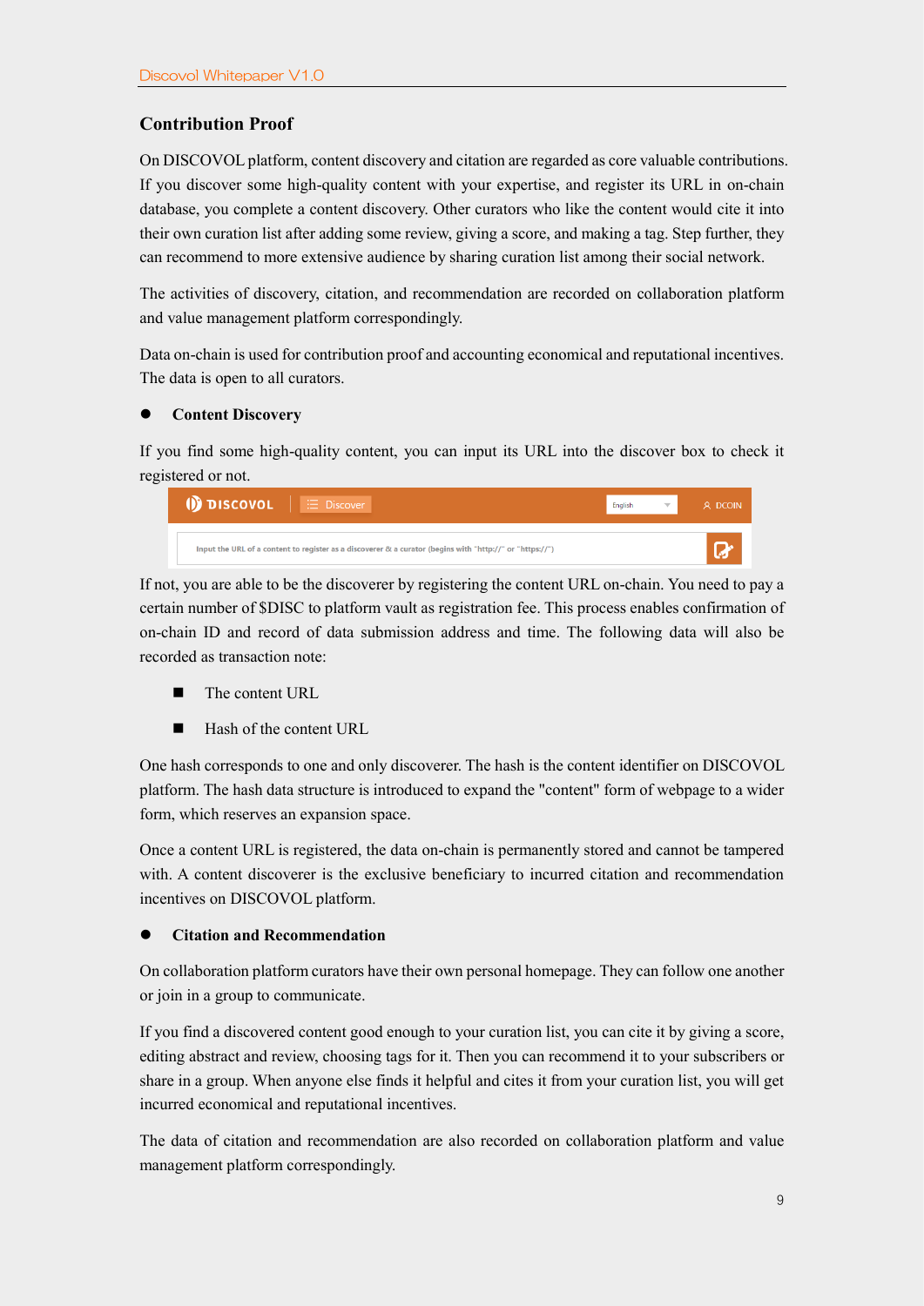## Contribution Proof

On DISCOVOL platform, content discovery and citation are regarded as core valuable contributions. If you discover some high-quality content with your expertise, and register its URL in on-chain database, you complete a content discovery. Other curators who like the content would cite it into their own curation list after adding some review, giving a score, and making a tag. Step further, they can recommend to more extensive audience by sharing curation list among their social network.

The activities of discovery, citation, and recommendation are recorded on collaboration platform and value management platform correspondingly.

Data on-chain is used for contribution proof and accounting economical and reputational incentives. The data is open to all curators.

- **Content Discovery**

If you find some high-quality content, you can input its URL into the discover box to check it registered or not.

If not, you are able to be the discoverer by registering the content URL on-chain. You need to pay a certain number of $DISC to platform vault as registration fee. This process enables confirmation of on-chain ID and record of data submission address and time. The following data will also be recorded as transaction note:

  - The content URL
  - Hash of the content URL

One hash corresponds to one and only discoverer. The hash is the content identifier on DISCOVOL platform. The hash data structure is introduced to expand the "content" form of webpage to a wider form, which reserves an expansion space.

Once a content URL is registered, the data on-chain is permanently stored and cannot be tampered with. A content discoverer is the exclusive beneficiary to incurred citation and recommendation incentives on DISCOVOL platform.

- **Citation and Recommendation**

On collaboration platform curators have their own personal homepage. They can follow one another or join in a group to communicate.

If you find a discovered content good enough to your curation list, you can cite it by giving a score, editing abstract and review, choosing tags for it. Then you can recommend it to your subscribers or share in a group. When anyone else finds it helpful and cites it from your curation list, you will get incurred economical and reputational incentives.

The data of citation and recommendation are also recorded on collaboration platform and value management platform correspondingly.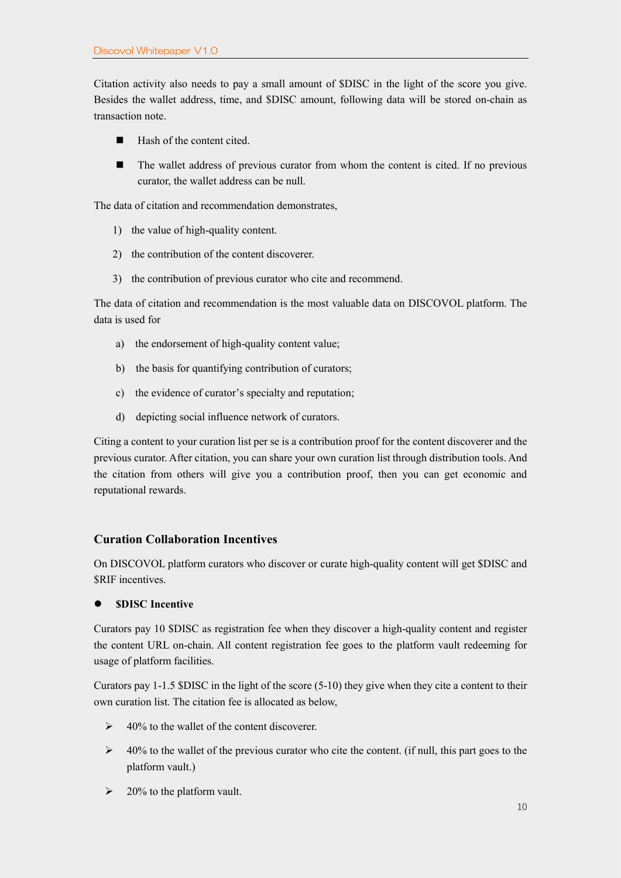Citation activity also needs to pay a small amount of $DISC in the light of the score you give. Besides the wallet address, time, and $DISC amount, following data will be stored on-chain as transaction note.

- Hash of the content cited.
- The wallet address of previous curator from whom the content is cited. If no previous curator, the wallet address can be null.

The data of citation and recommendation demonstrates,

1) the value of high-quality content.
2) the contribution of the content discoverer.
3) the contribution of previous curator who cite and recommend.

The data of citation and recommendation is the most valuable data on DISCOVOL platform. The data is used for

a) the endorsement of high-quality content value;
b) the basis for quantifying contribution of curators;
c) the evidence of curator's specialty and reputation;
d) depicting social influence network of curators.

Citing a content to your curation list per se is a contribution proof for the content discoverer and the previous curator. After citation, you can share your own curation list through distribution tools. And the citation from others will give you a contribution proof, then you can get economic and reputational rewards.

### Curation Collaboration Incentives

On DISCOVOL platform curators who discover or curate high-quality content will get $DISC and $RIF incentives.

- **$DISC Incentive**

Curators pay 10 $DISC as registration fee when they discover a high-quality content and register the content URL on-chain. All content registration fee goes to the platform vault redeeming for usage of platform facilities.

Curators pay 1-1.5 $DISC in the light of the score (5-10) they give when they cite a content to their own curation list. The citation fee is allocated as below,

- 40% to the wallet of the content discoverer.
- 40% to the wallet of the previous curator who cite the content. (if null, this part goes to the platform vault.)
- 20% to the platform vault.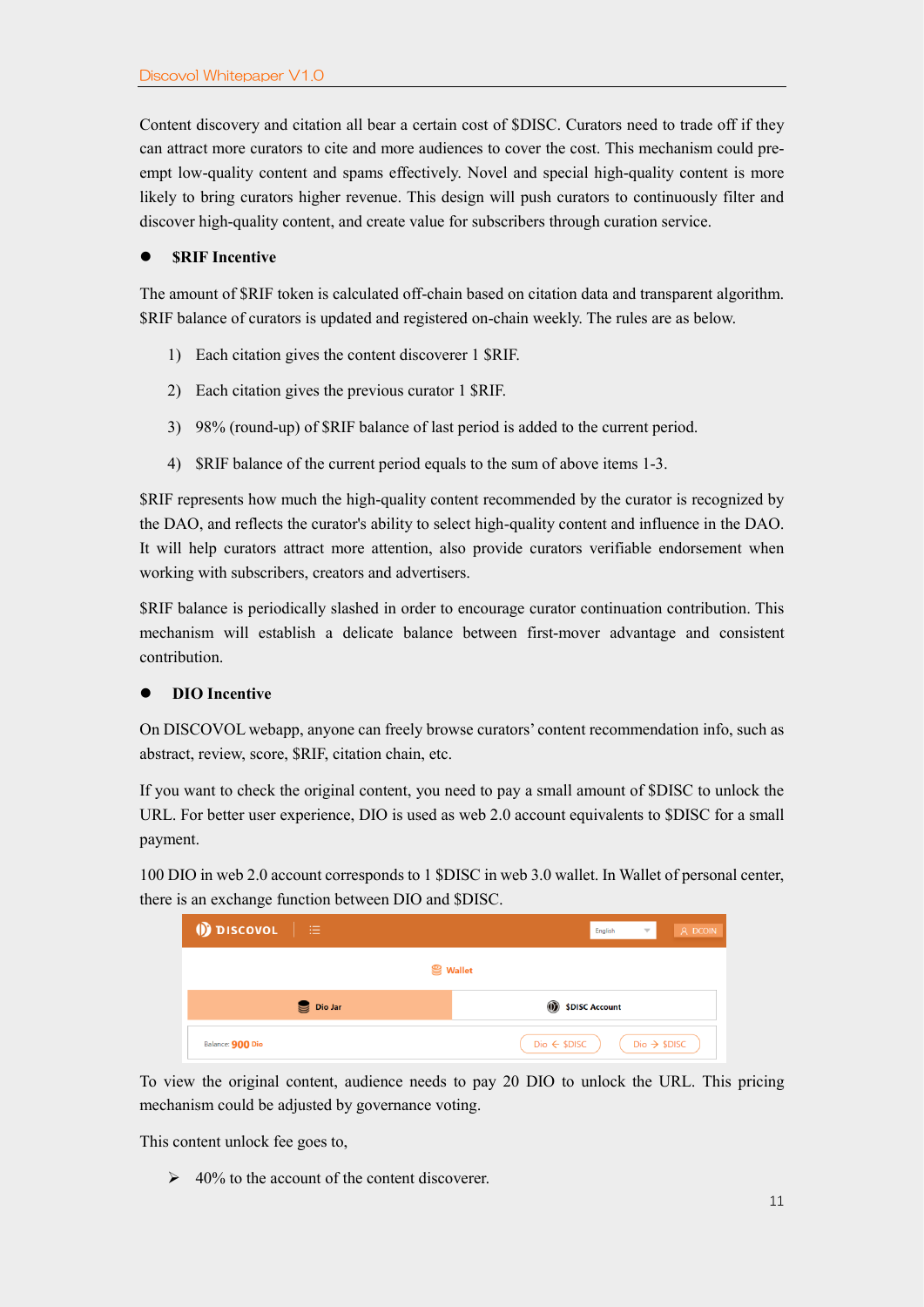Content discovery and citation all bear a certain cost of $DISC. Curators need to trade off if they can attract more curators to cite and more audiences to cover the cost. This mechanism could pre-empt low-quality content and spams effectively. Novel and special high-quality content is more likely to bring curators higher revenue. This design will push curators to continuously filter and discover high-quality content, and create value for subscribers through curation service.

- **$RIF Incentive**

The amount of $RIF token is calculated off-chain based on citation data and transparent algorithm. $RIF balance of curators is updated and registered on-chain weekly. The rules are as below.

1) Each citation gives the content discoverer 1 $RIF.
2) Each citation gives the previous curator 1 $RIF.
3) 98% (round-up) of $RIF balance of last period is added to the current period.
4) $RIF balance of the current period equals to the sum of above items 1-3.

$RIF represents how much the high-quality content recommended by the curator is recognized by the DAO, and reflects the curator's ability to select high-quality content and influence in the DAO. It will help curators attract more attention, also provide curators verifiable endorsement when working with subscribers, creators and advertisers.

$RIF balance is periodically slashed in order to encourage curator continuation contribution. This mechanism will establish a delicate balance between first-mover advantage and consistent contribution.

- **DIO Incentive**

On DISCOVOL webapp, anyone can freely browse curators' content recommendation info, such as abstract, review, score, $RIF, citation chain, etc.

If you want to check the original content, you need to pay a small amount of $DISC to unlock the URL. For better user experience, DIO is used as web 2.0 account equivalents to $DISC for a small payment.

100 DIO in web 2.0 account corresponds to 1 $DISC in web 3.0 wallet. In Wallet of personal center, there is an exchange function between DIO and $DISC.

To view the original content, audience needs to pay 20 DIO to unlock the URL. This pricing mechanism could be adjusted by governance voting.

This content unlock fee goes to,

➢ 40% to the account of the content discoverer.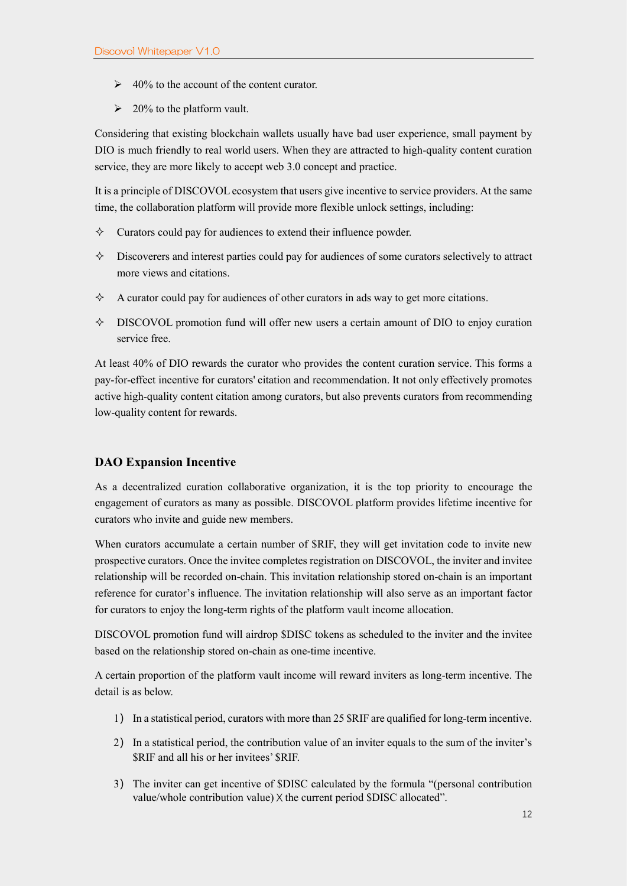- 40% to the account of the content curator.
- 20% to the platform vault.

Considering that existing blockchain wallets usually have bad user experience, small payment by DIO is much friendly to real world users. When they are attracted to high-quality content curation service, they are more likely to accept web 3.0 concept and practice.

It is a principle of DISCOVOL ecosystem that users give incentive to service providers. At the same time, the collaboration platform will provide more flexible unlock settings, including:

- Curators could pay for audiences to extend their influence powder.
- Discoverers and interest parties could pay for audiences of some curators selectively to attract more views and citations.
- A curator could pay for audiences of other curators in ads way to get more citations.
- DISCOVOL promotion fund will offer new users a certain amount of DIO to enjoy curation service free.

At least 40% of DIO rewards the curator who provides the content curation service. This forms a pay-for-effect incentive for curators' citation and recommendation. It not only effectively promotes active high-quality content citation among curators, but also prevents curators from recommending low-quality content for rewards.

### DAO Expansion Incentive

As a decentralized curation collaborative organization, it is the top priority to encourage the engagement of curators as many as possible. DISCOVOL platform provides lifetime incentive for curators who invite and guide new members.

When curators accumulate a certain number of $RIF, they will get invitation code to invite new prospective curators. Once the invitee completes registration on DISCOVOL, the inviter and invitee relationship will be recorded on-chain. This invitation relationship stored on-chain is an important reference for curator's influence. The invitation relationship will also serve as an important factor for curators to enjoy the long-term rights of the platform vault income allocation.

DISCOVOL promotion fund will airdrop $DISC tokens as scheduled to the inviter and the invitee based on the relationship stored on-chain as one-time incentive.

A certain proportion of the platform vault income will reward inviters as long-term incentive. The detail is as below.

1) In a statistical period, curators with more than 25 $RIF are qualified for long-term incentive.
2) In a statistical period, the contribution value of an inviter equals to the sum of the inviter's $RIF and all his or her invitees' $RIF.
3) The inviter can get incentive of $DISC calculated by the formula "(personal contribution value/whole contribution value) X the current period $DISC allocated".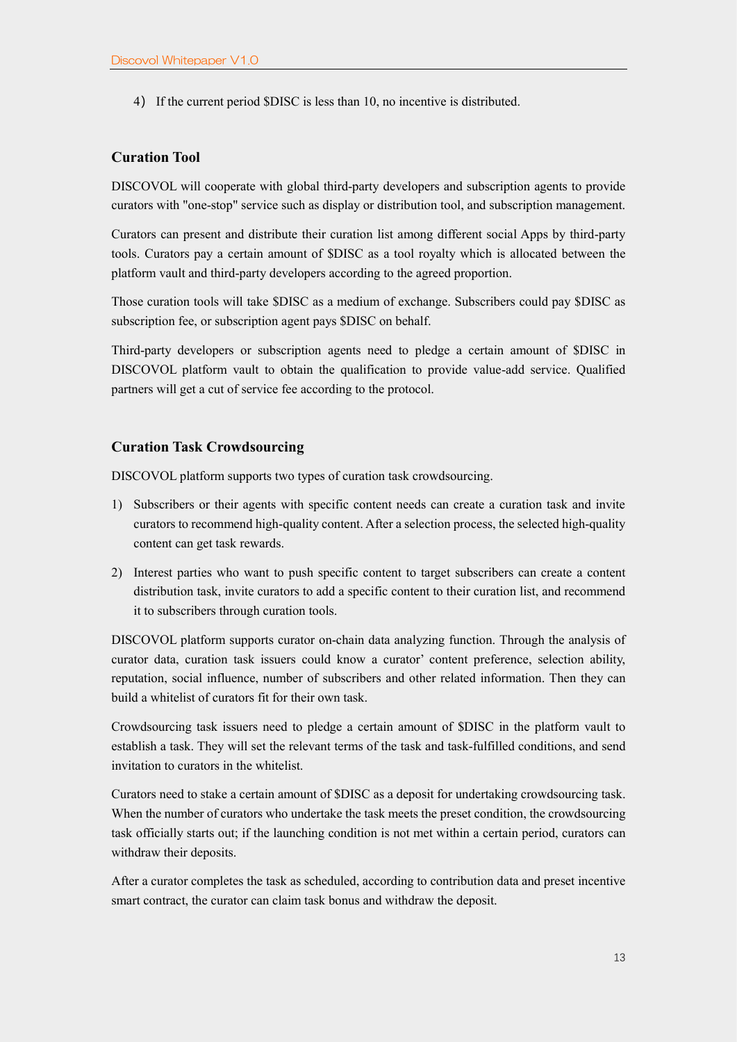4) If the current period $DISC is less than 10, no incentive is distributed.

### Curation Tool

DISCOVOL will cooperate with global third-party developers and subscription agents to provide curators with "one-stop" service such as display or distribution tool, and subscription management.

Curators can present and distribute their curation list among different social Apps by third-party tools. Curators pay a certain amount of $DISC as a tool royalty which is allocated between the platform vault and third-party developers according to the agreed proportion.

Those curation tools will take $DISC as a medium of exchange. Subscribers could pay $DISC as subscription fee, or subscription agent pays $DISC on behalf.

Third-party developers or subscription agents need to pledge a certain amount of $DISC in DISCOVOL platform vault to obtain the qualification to provide value-add service. Qualified partners will get a cut of service fee according to the protocol.

### Curation Task Crowdsourcing

DISCOVOL platform supports two types of curation task crowdsourcing.

1) Subscribers or their agents with specific content needs can create a curation task and invite curators to recommend high-quality content. After a selection process, the selected high-quality content can get task rewards.
2) Interest parties who want to push specific content to target subscribers can create a content distribution task, invite curators to add a specific content to their curation list, and recommend it to subscribers through curation tools.

DISCOVOL platform supports curator on-chain data analyzing function. Through the analysis of curator data, curation task issuers could know a curator' content preference, selection ability, reputation, social influence, number of subscribers and other related information. Then they can build a whitelist of curators fit for their own task.

Crowdsourcing task issuers need to pledge a certain amount of $DISC in the platform vault to establish a task. They will set the relevant terms of the task and task-fulfilled conditions, and send invitation to curators in the whitelist.

Curators need to stake a certain amount of $DISC as a deposit for undertaking crowdsourcing task. When the number of curators who undertake the task meets the preset condition, the crowdsourcing task officially starts out; if the launching condition is not met within a certain period, curators can withdraw their deposits.

After a curator completes the task as scheduled, according to contribution data and preset incentive smart contract, the curator can claim task bonus and withdraw the deposit.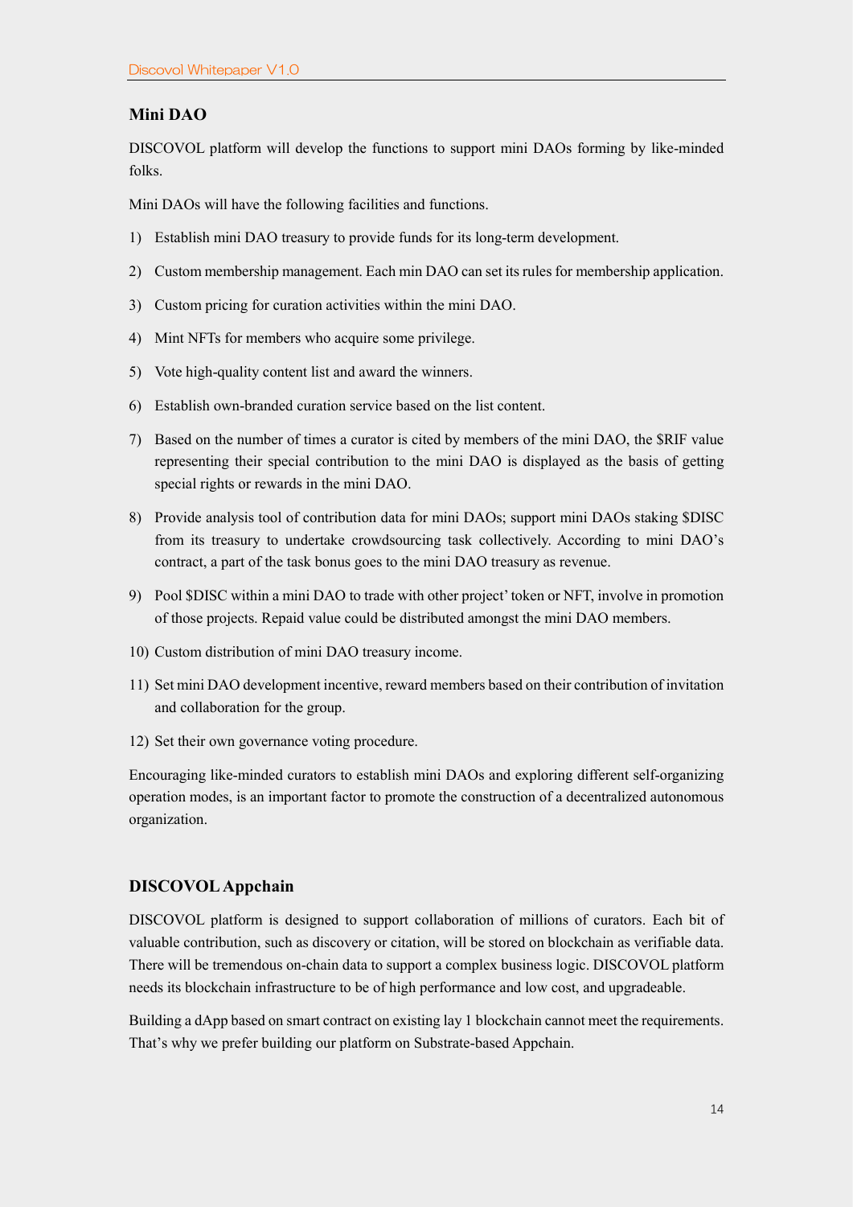## Mini DAO

DISCOVOL platform will develop the functions to support mini DAOs forming by like-minded folks.

Mini DAOs will have the following facilities and functions.

1) Establish mini DAO treasury to provide funds for its long-term development.
2) Custom membership management. Each min DAO can set its rules for membership application.
3) Custom pricing for curation activities within the mini DAO.
4) Mint NFTs for members who acquire some privilege.
5) Vote high-quality content list and award the winners.
6) Establish own-branded curation service based on the list content.
7) Based on the number of times a curator is cited by members of the mini DAO, the $RIF value representing their special contribution to the mini DAO is displayed as the basis of getting special rights or rewards in the mini DAO.
8) Provide analysis tool of contribution data for mini DAOs; support mini DAOs staking $DISC from its treasury to undertake crowdsourcing task collectively. According to mini DAO's contract, a part of the task bonus goes to the mini DAO treasury as revenue.
9) Pool $DISC within a mini DAO to trade with other project' token or NFT, involve in promotion of those projects. Repaid value could be distributed amongst the mini DAO members.
10) Custom distribution of mini DAO treasury income.
11) Set mini DAO development incentive, reward members based on their contribution of invitation and collaboration for the group.
12) Set their own governance voting procedure.

Encouraging like-minded curators to establish mini DAOs and exploring different self-organizing operation modes, is an important factor to promote the construction of a decentralized autonomous organization.

## DISCOVOL Appchain

DISCOVOL platform is designed to support collaboration of millions of curators. Each bit of valuable contribution, such as discovery or citation, will be stored on blockchain as verifiable data. There will be tremendous on-chain data to support a complex business logic. DISCOVOL platform needs its blockchain infrastructure to be of high performance and low cost, and upgradeable.

Building a dApp based on smart contract on existing lay 1 blockchain cannot meet the requirements. That's why we prefer building our platform on Substrate-based Appchain.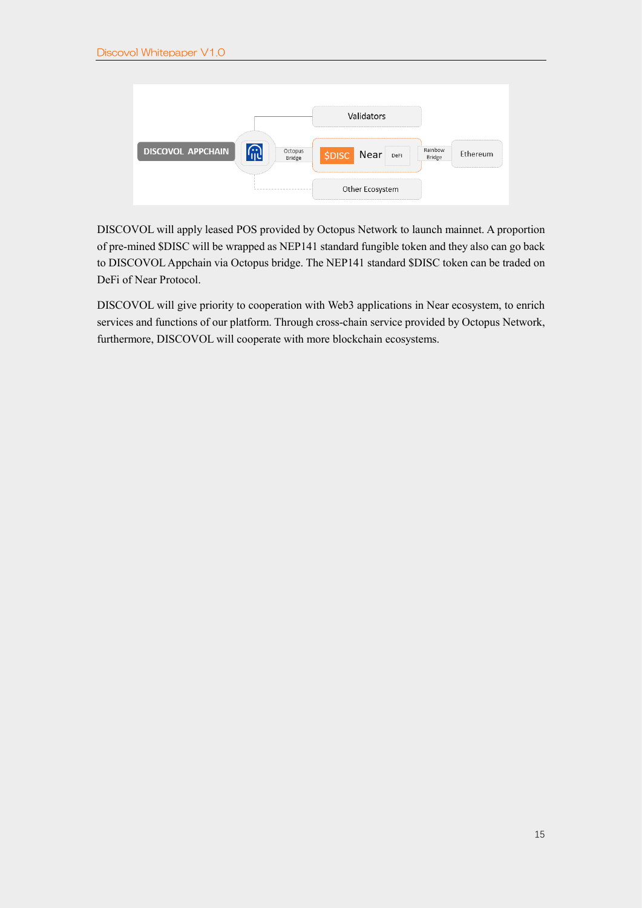DISCOVOL will apply leased POS provided by Octopus Network to launch mainnet. A proportion of pre-mined $DISC will be wrapped as NEP141 standard fungible token and they also can go back to DISCOVOL Appchain via Octopus bridge. The NEP141 standard $DISC token can be traded on DeFi of Near Protocol.

DISCOVOL will give priority to cooperation with Web3 applications in Near ecosystem, to enrich services and functions of our platform. Through cross-chain service provided by Octopus Network, furthermore, DISCOVOL will cooperate with more blockchain ecosystems.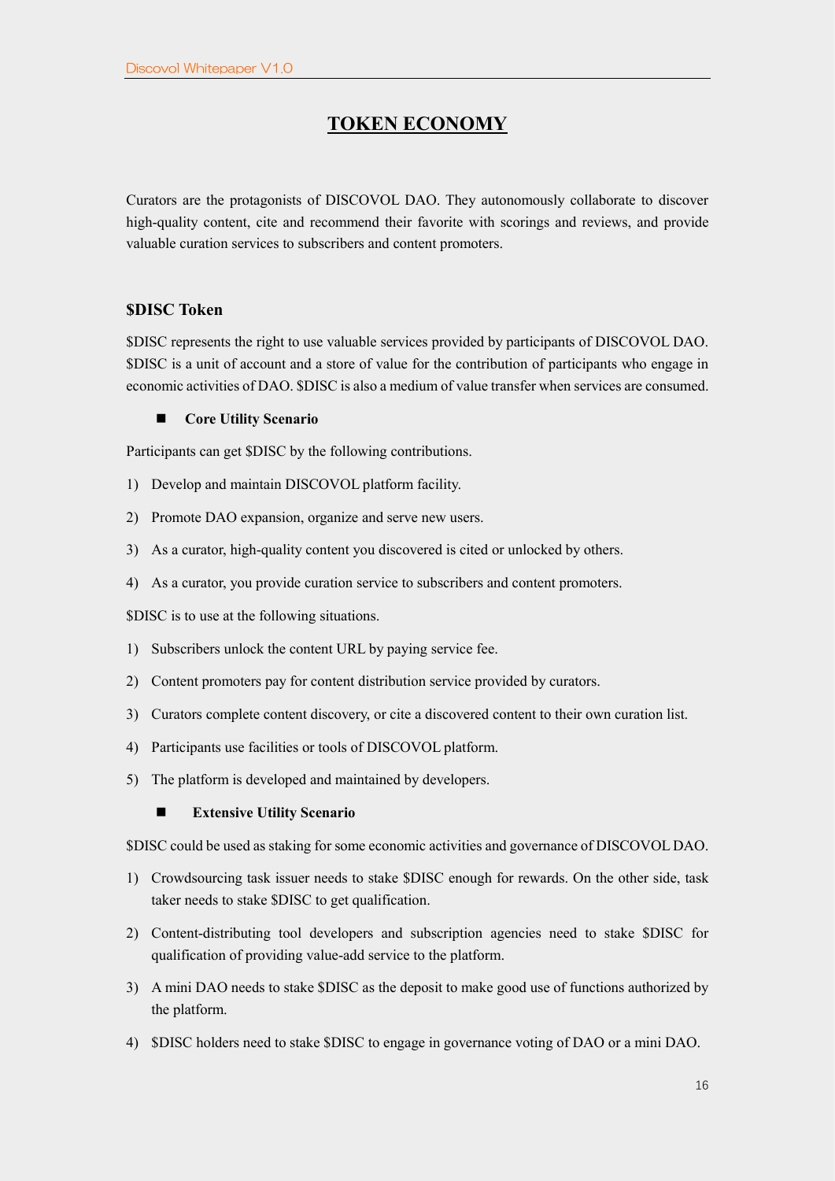# TOKEN ECONOMY

Curators are the protagonists of DISCOVOL DAO. They autonomously collaborate to discover high-quality content, cite and recommend their favorite with scorings and reviews, and provide valuable curation services to subscribers and content promoters.

## $DISC Token

$DISC represents the right to use valuable services provided by participants of DISCOVOL DAO. $DISC is a unit of account and a store of value for the contribution of participants who engage in economic activities of DAO. $DISC is also a medium of value transfer when services are consumed.

- **Core Utility Scenario**

Participants can get $DISC by the following contributions.

1) Develop and maintain DISCOVOL platform facility.
2) Promote DAO expansion, organize and serve new users.
3) As a curator, high-quality content you discovered is cited or unlocked by others.
4) As a curator, you provide curation service to subscribers and content promoters.

$DISC is to use at the following situations.

1) Subscribers unlock the content URL by paying service fee.
2) Content promoters pay for content distribution service provided by curators.
3) Curators complete content discovery, or cite a discovered content to their own curation list.
4) Participants use facilities or tools of DISCOVOL platform.
5) The platform is developed and maintained by developers.

- **Extensive Utility Scenario**

$DISC could be used as staking for some economic activities and governance of DISCOVOL DAO.

1) Crowdsourcing task issuer needs to stake $DISC enough for rewards. On the other side, task taker needs to stake $DISC to get qualification.
2) Content-distributing tool developers and subscription agencies need to stake $DISC for qualification of providing value-add service to the platform.
3) A mini DAO needs to stake $DISC as the deposit to make good use of functions authorized by the platform.
4) $DISC holders need to stake $DISC to engage in governance voting of DAO or a mini DAO.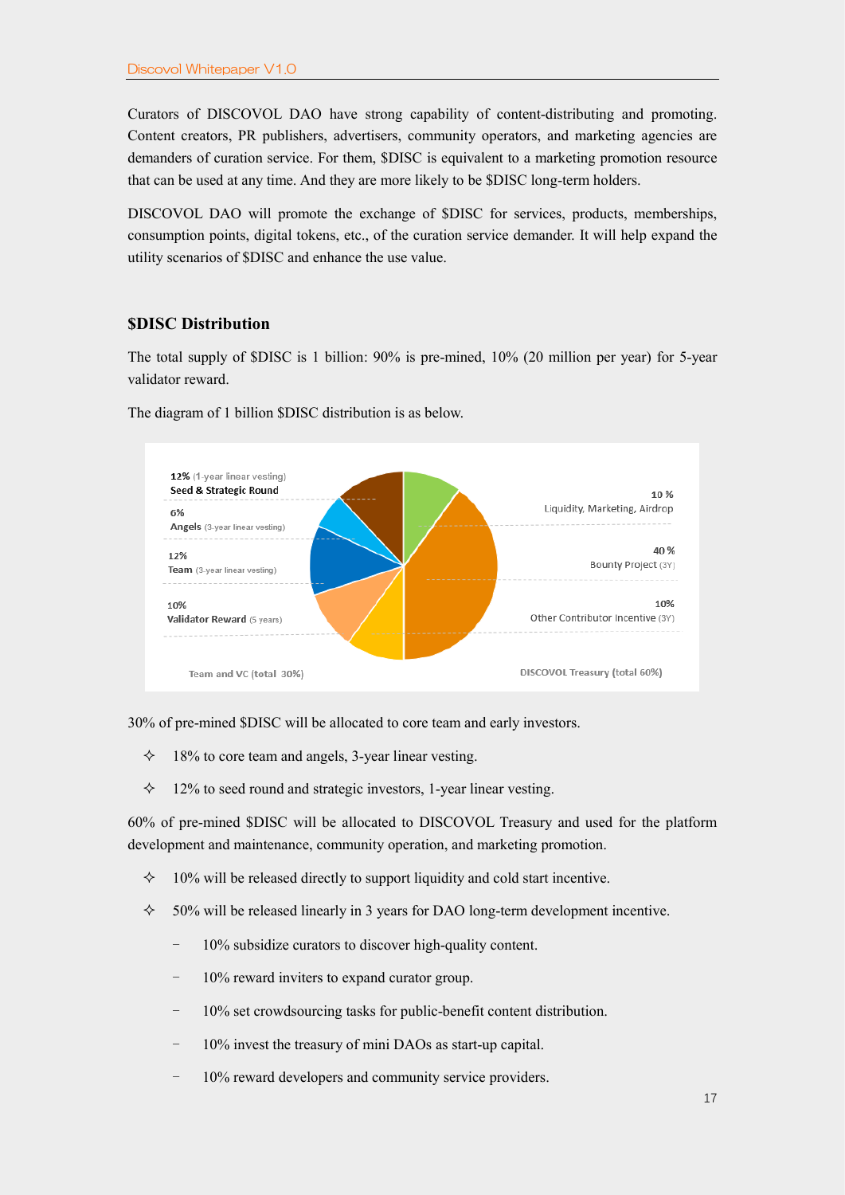Curators of DISCOVOL DAO have strong capability of content-distributing and promoting. Content creators, PR publishers, advertisers, community operators, and marketing agencies are demanders of curation service. For them, $DISC is equivalent to a marketing promotion resource that can be used at any time. And they are more likely to be $DISC long-term holders.

DISCOVOL DAO will promote the exchange of $DISC for services, products, memberships, consumption points, digital tokens, etc., of the curation service demander. It will help expand the utility scenarios of $DISC and enhance the use value.

## $DISC Distribution

The total supply of $DISC is 1 billion: 90% is pre-mined, 10% (20 million per year) for 5-year validator reward.

The diagram of 1 billion $DISC distribution is as below.

12% (1-year linear vesting) Seed & Strategic Round

6% Angels (3-year linear vesting)

12% Team (3-year linear vesting)

10% Validator Reward (5 years)

Team and VC (total 30%)

10 % Liquidity, Marketing, Airdrop

40 % Bounty Project (3Y)

10% Other Contributor Incentive (3Y)

DISCOVOL Treasury (total 60%)

30% of pre-mined $DISC will be allocated to core team and early investors.

- 18% to core team and angels, 3-year linear vesting.
- 12% to seed round and strategic investors, 1-year linear vesting.

60% of pre-mined $DISC will be allocated to DISCOVOL Treasury and used for the platform development and maintenance, community operation, and marketing promotion.

- 10% will be released directly to support liquidity and cold start incentive.
- 50% will be released linearly in 3 years for DAO long-term development incentive.
  - 10% subsidize curators to discover high-quality content.
  - 10% reward inviters to expand curator group.
  - 10% set crowdsourcing tasks for public-benefit content distribution.
  - 10% invest the treasury of mini DAOs as start-up capital.
  - 10% reward developers and community service providers.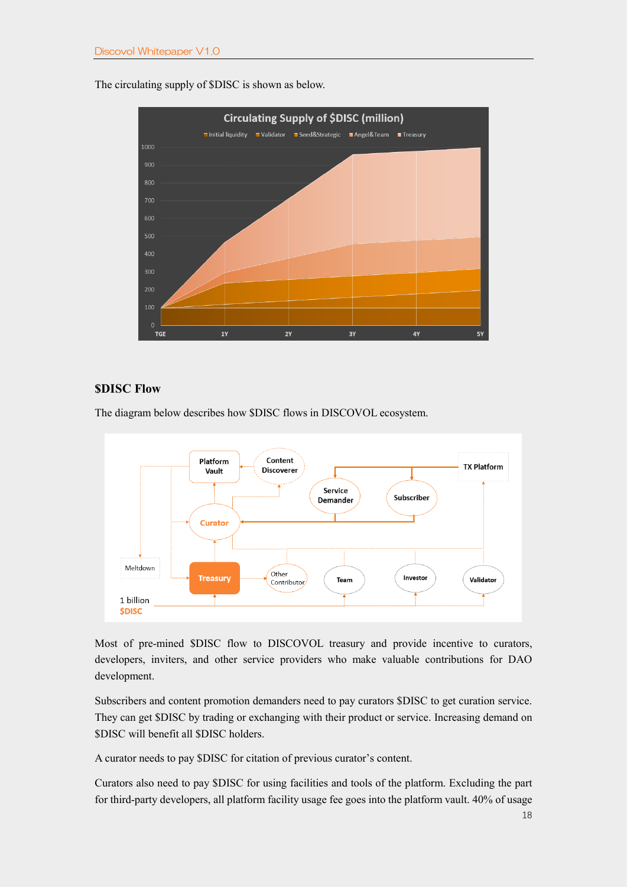The circulating supply of $DISC is shown as below.

## $DISC Flow

The diagram below describes how $DISC flows in DISCOVOL ecosystem.

Most of pre-mined $DISC flow to DISCOVOL treasury and provide incentive to curators, developers, inviters, and other service providers who make valuable contributions for DAO development.

Subscribers and content promotion demanders need to pay curators $DISC to get curation service. They can get $DISC by trading or exchanging with their product or service. Increasing demand on $DISC will benefit all $DISC holders.

A curator needs to pay $DISC for citation of previous curator's content.

Curators also need to pay $DISC for using facilities and tools of the platform. Excluding the part for third-party developers, all platform facility usage fee goes into the platform vault. 40% of usage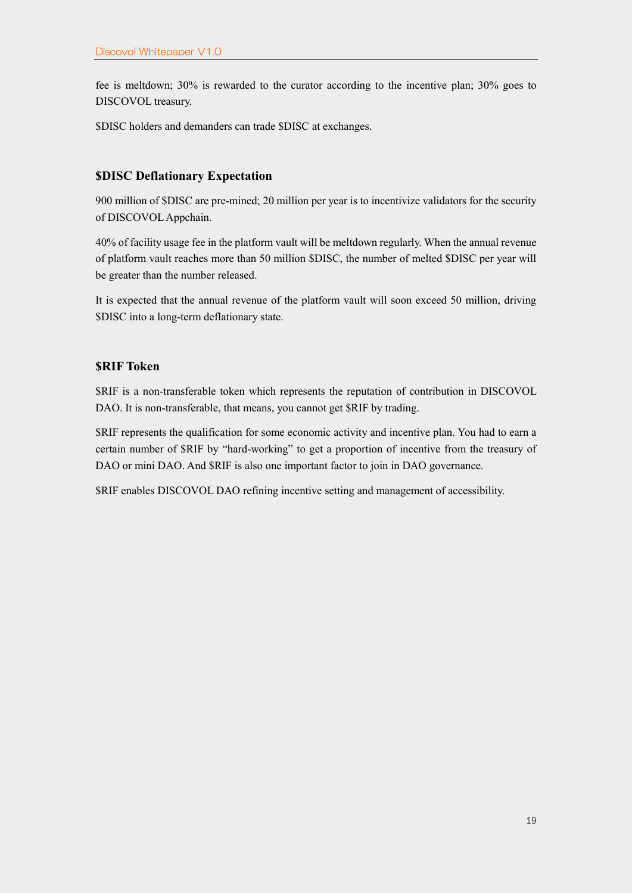fee is meltdown; 30% is rewarded to the curator according to the incentive plan; 30% goes to DISCOVOL treasury.

$DISC holders and demanders can trade $DISC at exchanges.

### $DISC Deflationary Expectation

900 million of $DISC are pre-mined; 20 million per year is to incentivize validators for the security of DISCOVOL Appchain.

40% of facility usage fee in the platform vault will be meltdown regularly. When the annual revenue of platform vault reaches more than 50 million $DISC, the number of melted $DISC per year will be greater than the number released.

It is expected that the annual revenue of the platform vault will soon exceed 50 million, driving $DISC into a long-term deflationary state.

### $RIF Token

$RIF is a non-transferable token which represents the reputation of contribution in DISCOVOL DAO. It is non-transferable, that means, you cannot get $RIF by trading.

$RIF represents the qualification for some economic activity and incentive plan. You had to earn a certain number of $RIF by "hard-working" to get a proportion of incentive from the treasury of DAO or mini DAO. And $RIF is also one important factor to join in DAO governance.

$RIF enables DISCOVOL DAO refining incentive setting and management of accessibility.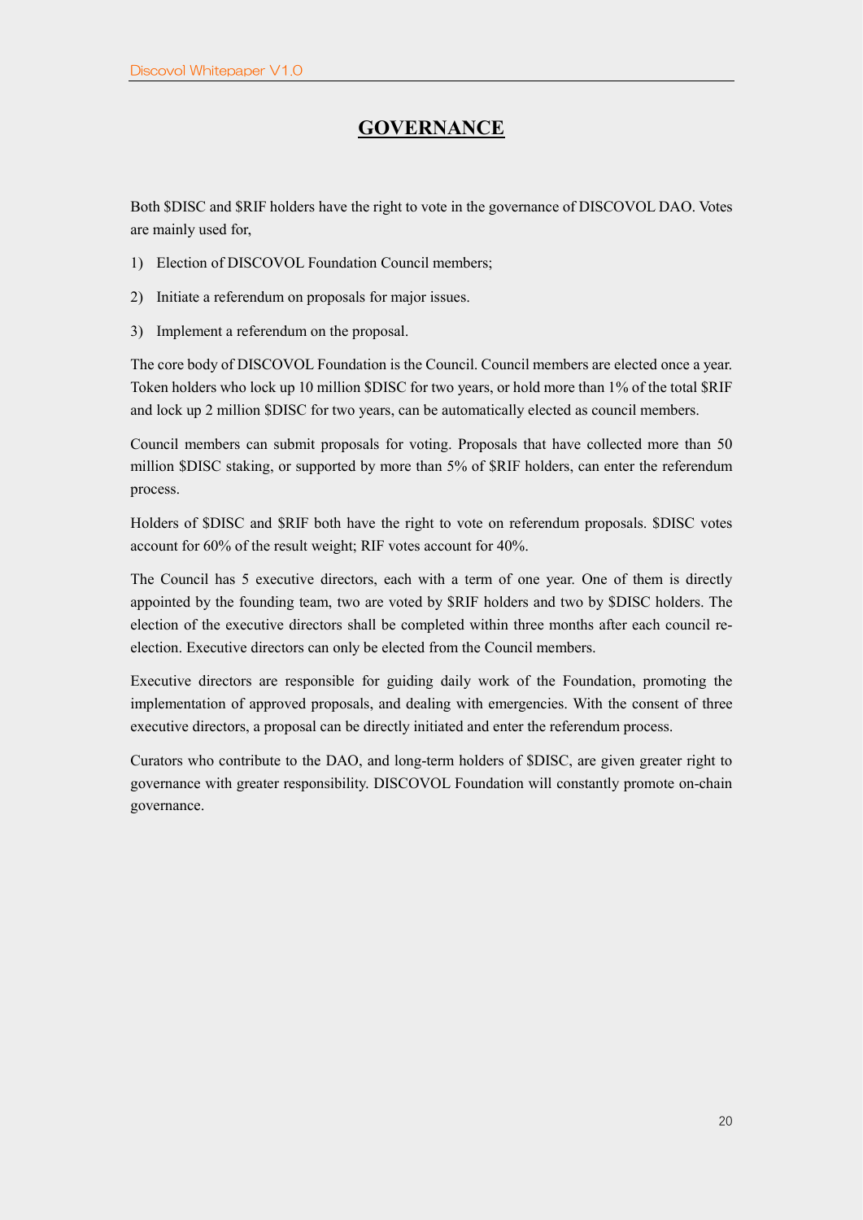# GOVERNANCE

Both $DISC and $RIF holders have the right to vote in the governance of DISCOVOL DAO. Votes are mainly used for,

1) Election of DISCOVOL Foundation Council members;
2) Initiate a referendum on proposals for major issues.
3) Implement a referendum on the proposal.

The core body of DISCOVOL Foundation is the Council. Council members are elected once a year. Token holders who lock up 10 million $DISC for two years, or hold more than 1% of the total $RIF and lock up 2 million $DISC for two years, can be automatically elected as council members.

Council members can submit proposals for voting. Proposals that have collected more than 50 million $DISC staking, or supported by more than 5% of $RIF holders, can enter the referendum process.

Holders of $DISC and $RIF both have the right to vote on referendum proposals. $DISC votes account for 60% of the result weight; RIF votes account for 40%.

The Council has 5 executive directors, each with a term of one year. One of them is directly appointed by the founding team, two are voted by $RIF holders and two by $DISC holders. The election of the executive directors shall be completed within three months after each council re-election. Executive directors can only be elected from the Council members.

Executive directors are responsible for guiding daily work of the Foundation, promoting the implementation of approved proposals, and dealing with emergencies. With the consent of three executive directors, a proposal can be directly initiated and enter the referendum process.

Curators who contribute to the DAO, and long-term holders of $DISC, are given greater right to governance with greater responsibility. DISCOVOL Foundation will constantly promote on-chain governance.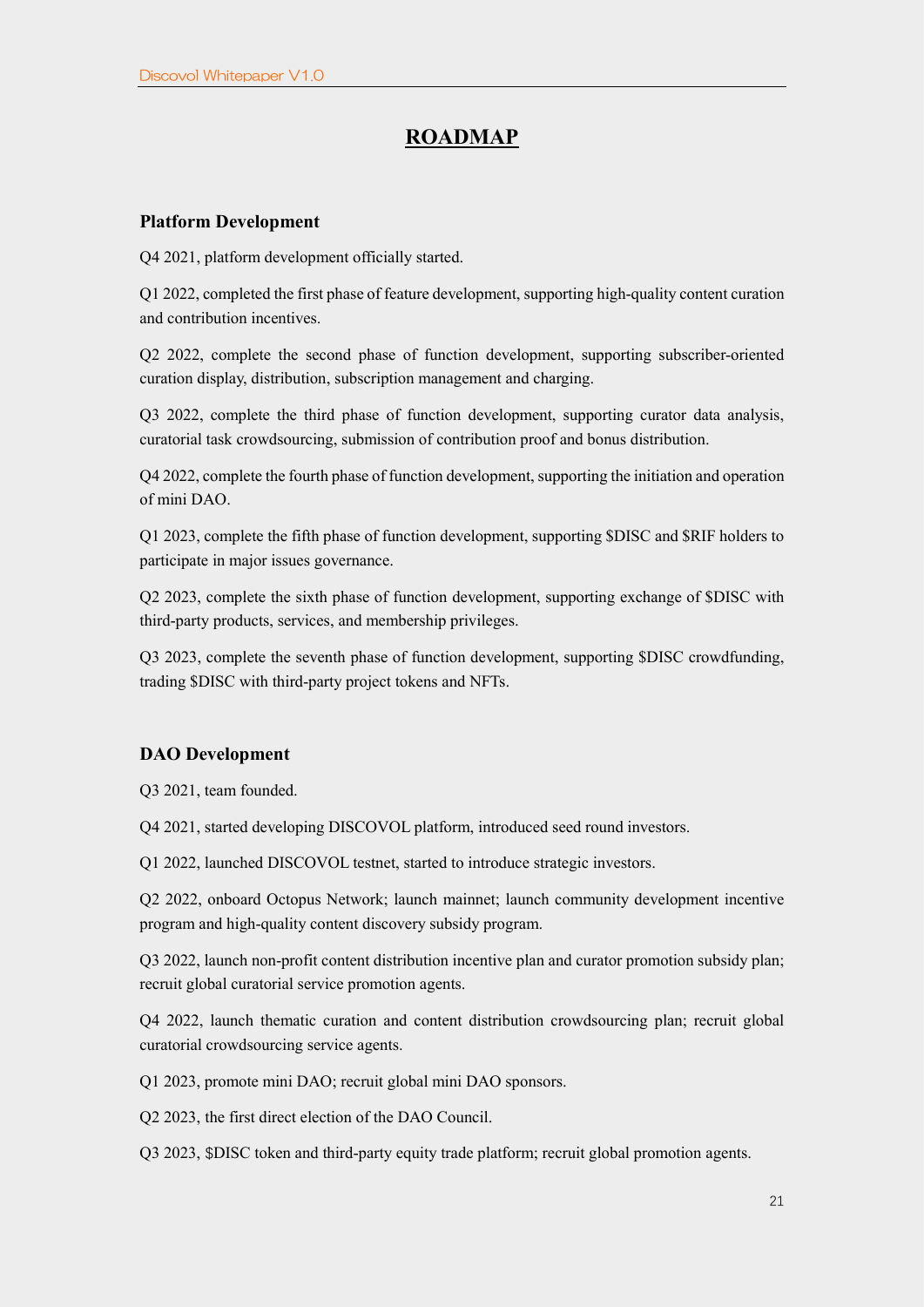# ROADMAP

### Platform Development

Q4 2021, platform development officially started.

Q1 2022, completed the first phase of feature development, supporting high-quality content curation and contribution incentives.

Q2 2022, complete the second phase of function development, supporting subscriber-oriented curation display, distribution, subscription management and charging.

Q3 2022, complete the third phase of function development, supporting curator data analysis, curatorial task crowdsourcing, submission of contribution proof and bonus distribution.

Q4 2022, complete the fourth phase of function development, supporting the initiation and operation of mini DAO.

Q1 2023, complete the fifth phase of function development, supporting $DISC and $RIF holders to participate in major issues governance.

Q2 2023, complete the sixth phase of function development, supporting exchange of $DISC with third-party products, services, and membership privileges.

Q3 2023, complete the seventh phase of function development, supporting $DISC crowdfunding, trading $DISC with third-party project tokens and NFTs.

### DAO Development

Q3 2021, team founded.

Q4 2021, started developing DISCOVOL platform, introduced seed round investors.

Q1 2022, launched DISCOVOL testnet, started to introduce strategic investors.

Q2 2022, onboard Octopus Network; launch mainnet; launch community development incentive program and high-quality content discovery subsidy program.

Q3 2022, launch non-profit content distribution incentive plan and curator promotion subsidy plan; recruit global curatorial service promotion agents.

Q4 2022, launch thematic curation and content distribution crowdsourcing plan; recruit global curatorial crowdsourcing service agents.

Q1 2023, promote mini DAO; recruit global mini DAO sponsors.

Q2 2023, the first direct election of the DAO Council.

Q3 2023, $DISC token and third-party equity trade platform; recruit global promotion agents.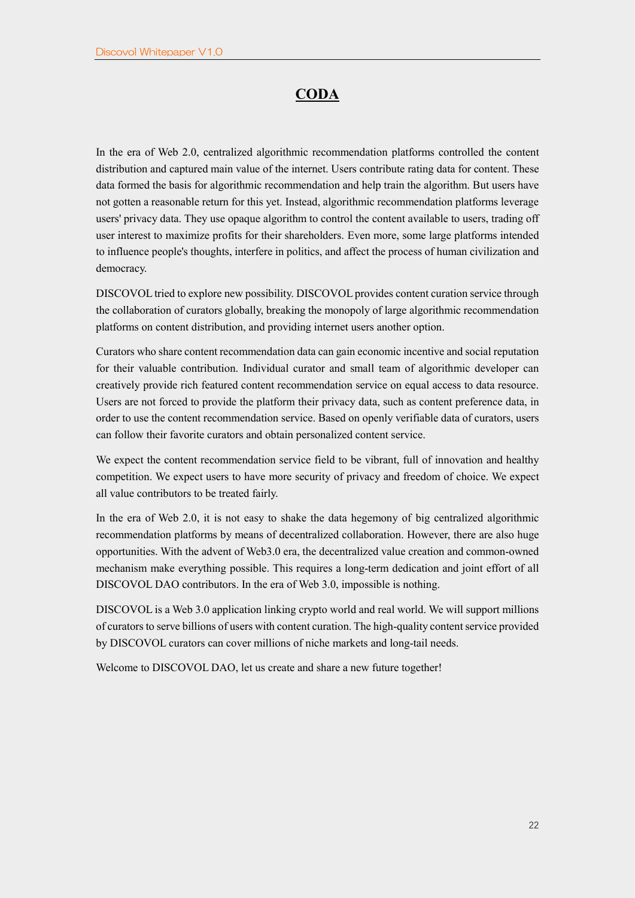# CODA

In the era of Web 2.0, centralized algorithmic recommendation platforms controlled the content distribution and captured main value of the internet. Users contribute rating data for content. These data formed the basis for algorithmic recommendation and help train the algorithm. But users have not gotten a reasonable return for this yet. Instead, algorithmic recommendation platforms leverage users' privacy data. They use opaque algorithm to control the content available to users, trading off user interest to maximize profits for their shareholders. Even more, some large platforms intended to influence people's thoughts, interfere in politics, and affect the process of human civilization and democracy.

DISCOVOL tried to explore new possibility. DISCOVOL provides content curation service through the collaboration of curators globally, breaking the monopoly of large algorithmic recommendation platforms on content distribution, and providing internet users another option.

Curators who share content recommendation data can gain economic incentive and social reputation for their valuable contribution. Individual curator and small team of algorithmic developer can creatively provide rich featured content recommendation service on equal access to data resource. Users are not forced to provide the platform their privacy data, such as content preference data, in order to use the content recommendation service. Based on openly verifiable data of curators, users can follow their favorite curators and obtain personalized content service.

We expect the content recommendation service field to be vibrant, full of innovation and healthy competition. We expect users to have more security of privacy and freedom of choice. We expect all value contributors to be treated fairly.

In the era of Web 2.0, it is not easy to shake the data hegemony of big centralized algorithmic recommendation platforms by means of decentralized collaboration. However, there are also huge opportunities. With the advent of Web3.0 era, the decentralized value creation and common-owned mechanism make everything possible. This requires a long-term dedication and joint effort of all DISCOVOL DAO contributors. In the era of Web 3.0, impossible is nothing.

DISCOVOL is a Web 3.0 application linking crypto world and real world. We will support millions of curators to serve billions of users with content curation. The high-quality content service provided by DISCOVOL curators can cover millions of niche markets and long-tail needs.

Welcome to DISCOVOL DAO, let us create and share a new future together!